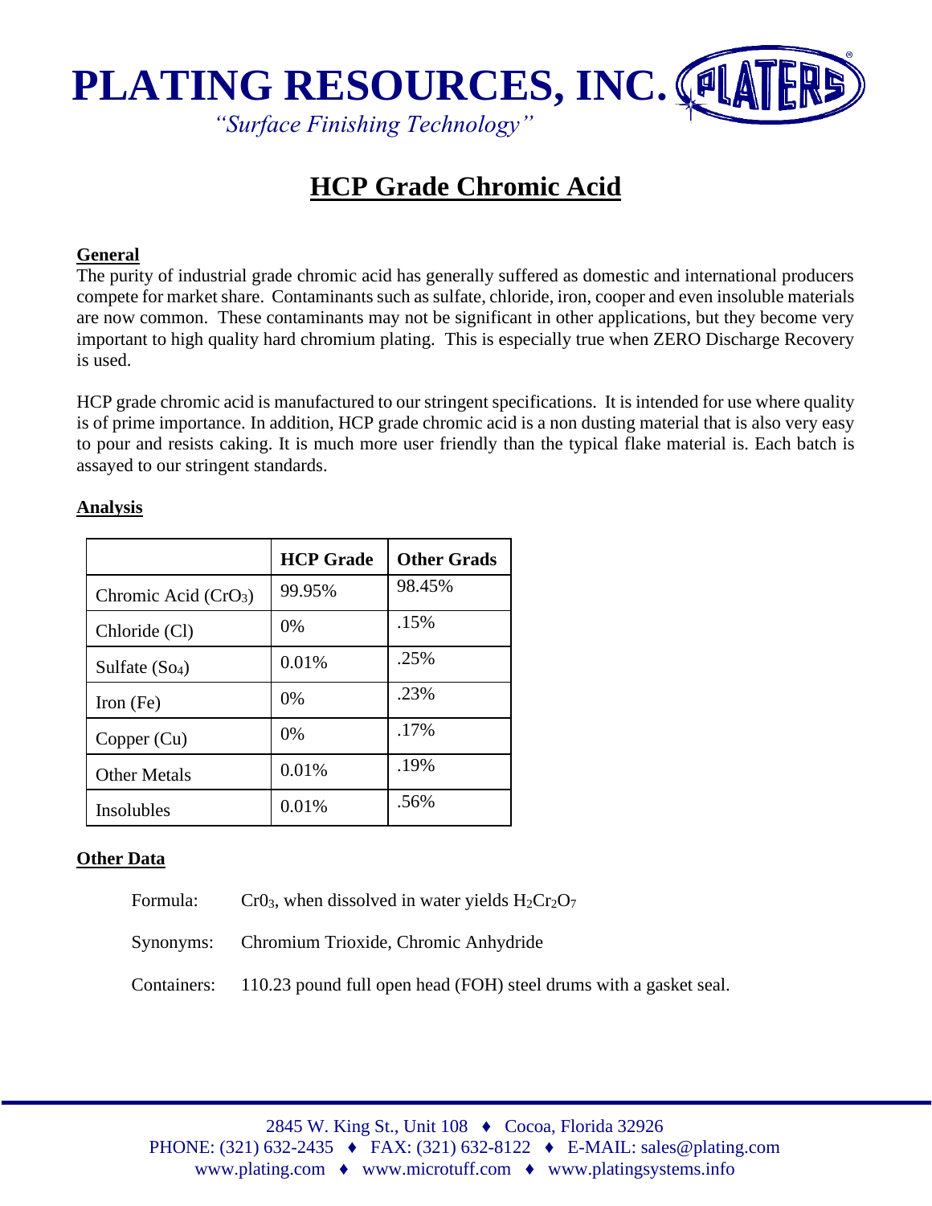PLATING RESOURCES, INC.

*"Surface Finishing Technology"*

# HCP Grade Chromic Acid

## General

The purity of industrial grade chromic acid has generally suffered as domestic and international producers compete for market share. Contaminants such as sulfate, chloride, iron, cooper and even insoluble materials are now common. These contaminants may not be significant in other applications, but they become very important to high quality hard chromium plating. This is especially true when ZERO Discharge Recovery is used.

HCP grade chromic acid is manufactured to our stringent specifications. It is intended for use where quality is of prime importance. In addition, HCP grade chromic acid is a non dusting material that is also very easy to pour and resists caking. It is much more user friendly than the typical flake material is. Each batch is assayed to our stringent standards.

## Analysis

| | HCP Grade | Other Grads |
|---|---|---|
| Chromic Acid ($CrO_3$) | 99.95% | 98.45% |
| Chloride (Cl) | 0% | .15% |
| Sulfate ($So_4$) | 0.01% | .25% |
| Iron (Fe) | 0% | .23% |
| Copper (Cu) | 0% | .17% |
| Other Metals | 0.01% | .19% |
| Insolubles | 0.01% | .56% |

## Other Data

Formula: $Cr0_3$, when dissolved in water yields $H_2Cr_2O_7$

Synonyms: Chromium Trioxide, Chromic Anhydride

Containers: 110.23 pound full open head (FOH) steel drums with a gasket seal.

2845 W. King St., Unit 108 ♦ Cocoa, Florida 32926
PHONE: (321) 632-2435 ♦ FAX: (321) 632-8122 ♦ E-MAIL: sales@plating.com
www.plating.com ♦ www.microtuff.com ♦ www.platingsystems.info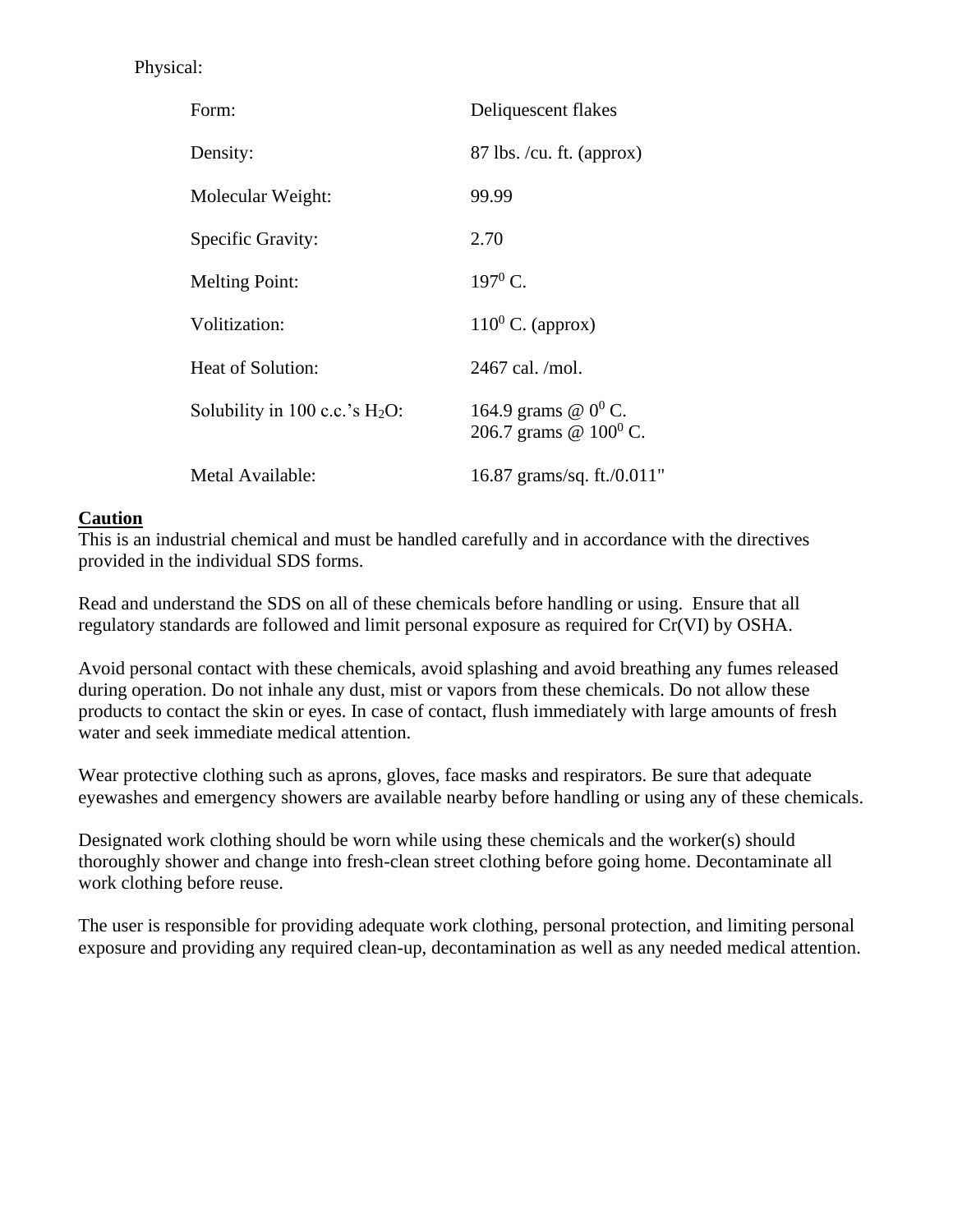Physical:

| | |
|---|---|
| Form: | Deliquescent flakes |
| Density: | 87 lbs. /cu. ft. (approx) |
| Molecular Weight: | 99.99 |
| Specific Gravity: | 2.70 |
| Melting Point: | $197^0$ C. |
| Volitization: | $110^0$ C. (approx) |
| Heat of Solution: | 2467 cal. /mol. |
| Solubility in 100 c.c.'s $H_2O$: | 164.9 grams @ $0^0$ C.<br>206.7 grams @ $100^0$ C. |
| Metal Available: | 16.87 grams/sq. ft./0.011" |

**Caution**

This is an industrial chemical and must be handled carefully and in accordance with the directives provided in the individual SDS forms.

Read and understand the SDS on all of these chemicals before handling or using. Ensure that all regulatory standards are followed and limit personal exposure as required for Cr(VI) by OSHA.

Avoid personal contact with these chemicals, avoid splashing and avoid breathing any fumes released during operation. Do not inhale any dust, mist or vapors from these chemicals. Do not allow these products to contact the skin or eyes. In case of contact, flush immediately with large amounts of fresh water and seek immediate medical attention.

Wear protective clothing such as aprons, gloves, face masks and respirators. Be sure that adequate eyewashes and emergency showers are available nearby before handling or using any of these chemicals.

Designated work clothing should be worn while using these chemicals and the worker(s) should thoroughly shower and change into fresh-clean street clothing before going home. Decontaminate all work clothing before reuse.

The user is responsible for providing adequate work clothing, personal protection, and limiting personal exposure and providing any required clean-up, decontamination as well as any needed medical attention.